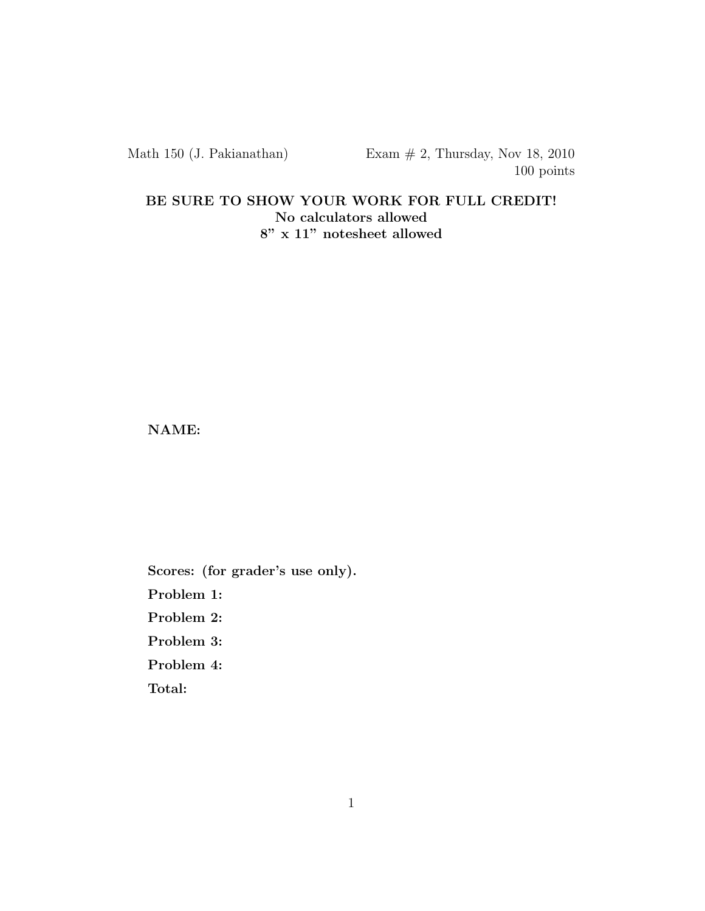Math 150 (J. Pakianathan) Exam # 2, Thursday, Nov 18, 2010

100 points

**BE SURE TO SHOW YOUR WORK FOR FULL CREDIT!**

**No calculators allowed**

**8" x 11" notesheet allowed**

**NAME:**

**Scores: (for grader's use only).**

**Problem 1:**

**Problem 2:**

**Problem 3:**

**Problem 4:**

**Total:**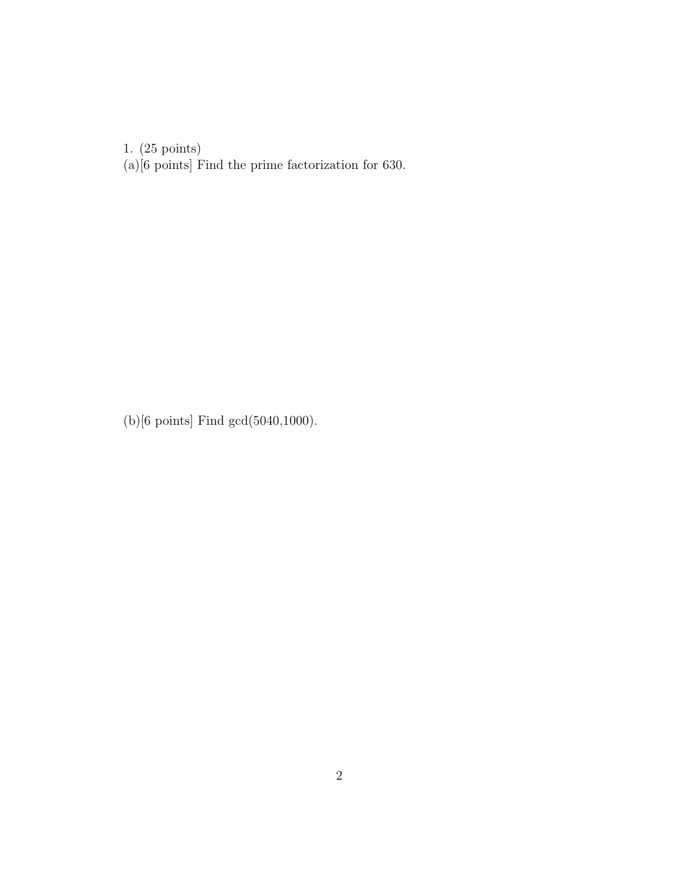1. (25 points)

(a)[6 points] Find the prime factorization for 630.

(b)[6 points] Find gcd(5040,1000).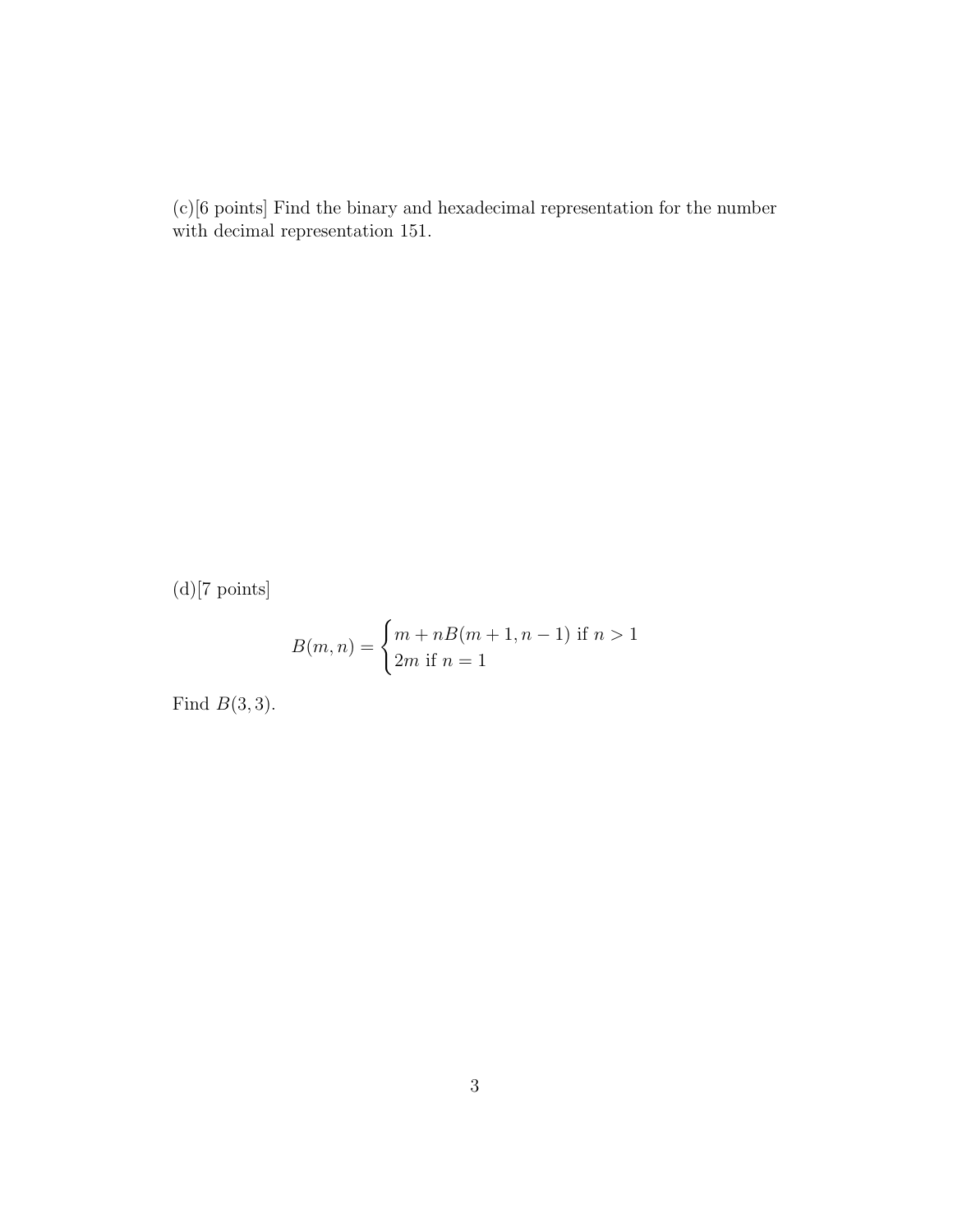(c)[6 points] Find the binary and hexadecimal representation for the number with decimal representation 151.

(d)[7 points]

$$B(m,n) = \begin{cases} m + nB(m+1, n-1) \text{ if } n > 1 \\ 2m \text{ if } n = 1 \end{cases}$$

Find $B(3,3)$.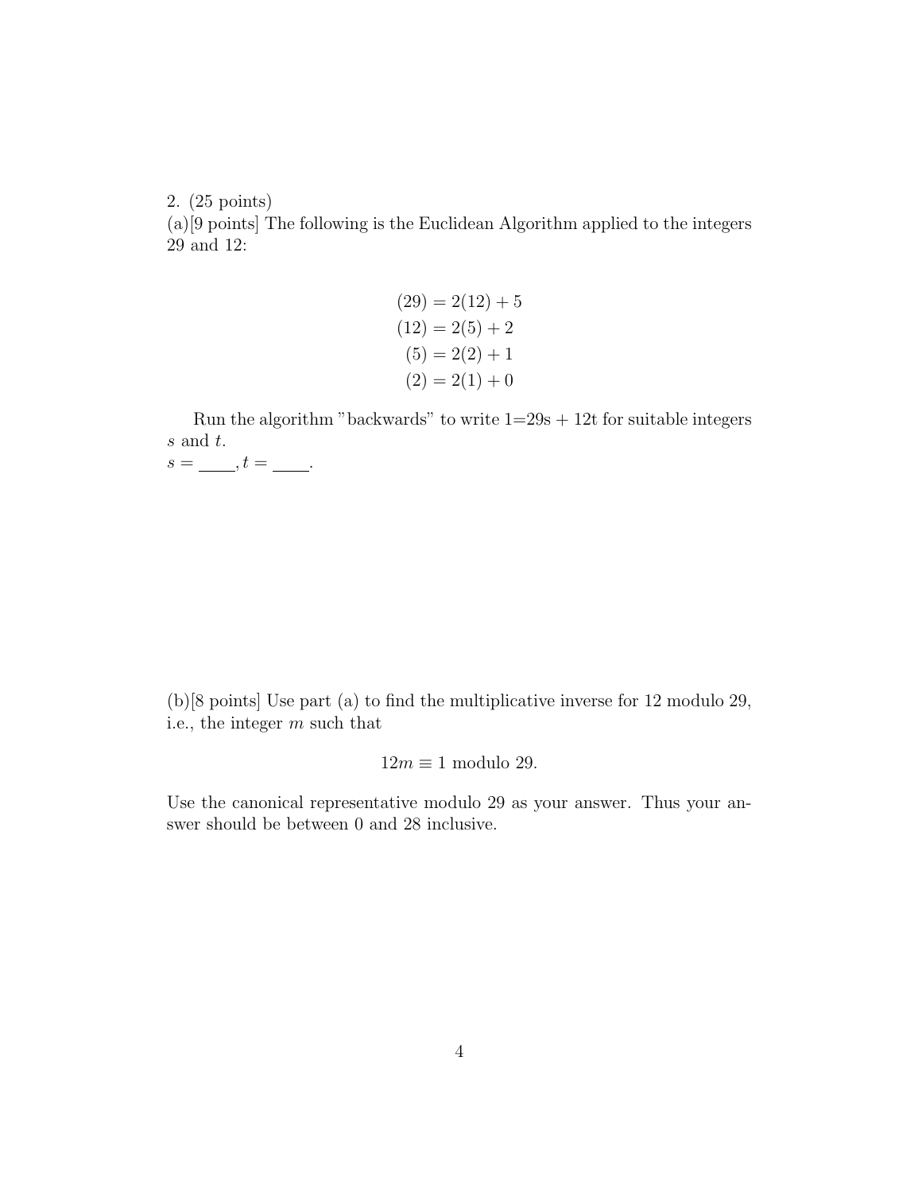2. (25 points)

(a)[9 points] The following is the Euclidean Algorithm applied to the integers 29 and 12:

$$
\begin{aligned}
(29) &= 2(12) + 5 \\
(12) &= 2(5) + 2 \\
(5) &= 2(2) + 1 \\
(2) &= 2(1) + 0
\end{aligned}
$$

Run the algorithm "backwards" to write 1=29s + 12t for suitable integers $s$ and $t$.

$s =$ \_\_\_\_, $t =$ \_\_\_\_.

(b)[8 points] Use part (a) to find the multiplicative inverse for 12 modulo 29, i.e., the integer $m$ such that

$$12m \equiv 1 \text{ modulo } 29.$$

Use the canonical representative modulo 29 as your answer. Thus your answer should be between 0 and 28 inclusive.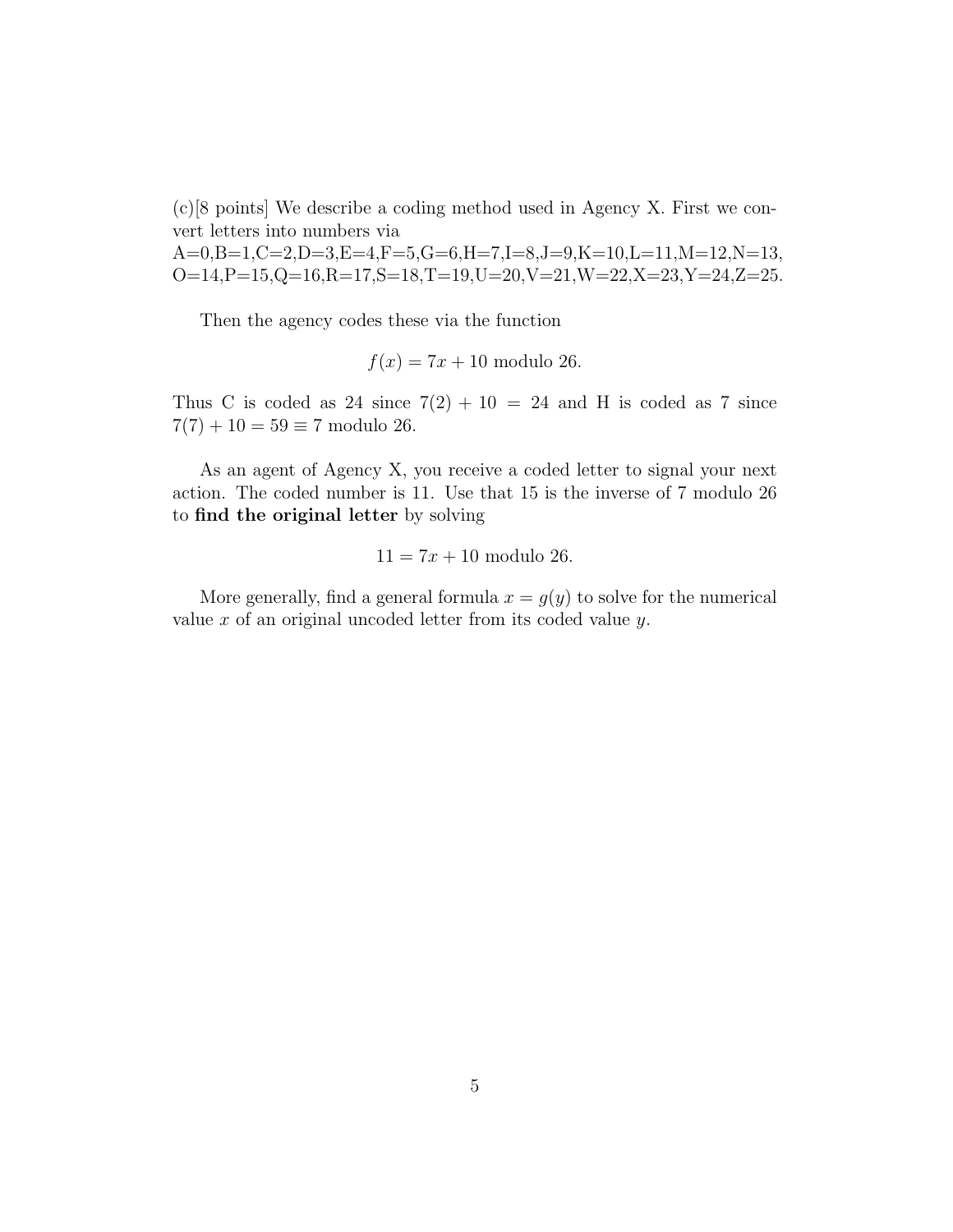(c)[8 points] We describe a coding method used in Agency X. First we convert letters into numbers via
A=0,B=1,C=2,D=3,E=4,F=5,G=6,H=7,I=8,J=9,K=10,L=11,M=12,N=13, O=14,P=15,Q=16,R=17,S=18,T=19,U=20,V=21,W=22,X=23,Y=24,Z=25.

Then the agency codes these via the function

$$f(x) = 7x + 10 \text{ modulo } 26.$$

Thus C is coded as 24 since $7(2) + 10 = 24$ and H is coded as 7 since $7(7) + 10 = 59 \equiv 7$ modulo 26.

As an agent of Agency X, you receive a coded letter to signal your next action. The coded number is 11. Use that 15 is the inverse of 7 modulo 26 to **find the original letter** by solving

$$11 = 7x + 10 \text{ modulo } 26.$$

More generally, find a general formula $x = g(y)$ to solve for the numerical value $x$ of an original uncoded letter from its coded value $y$.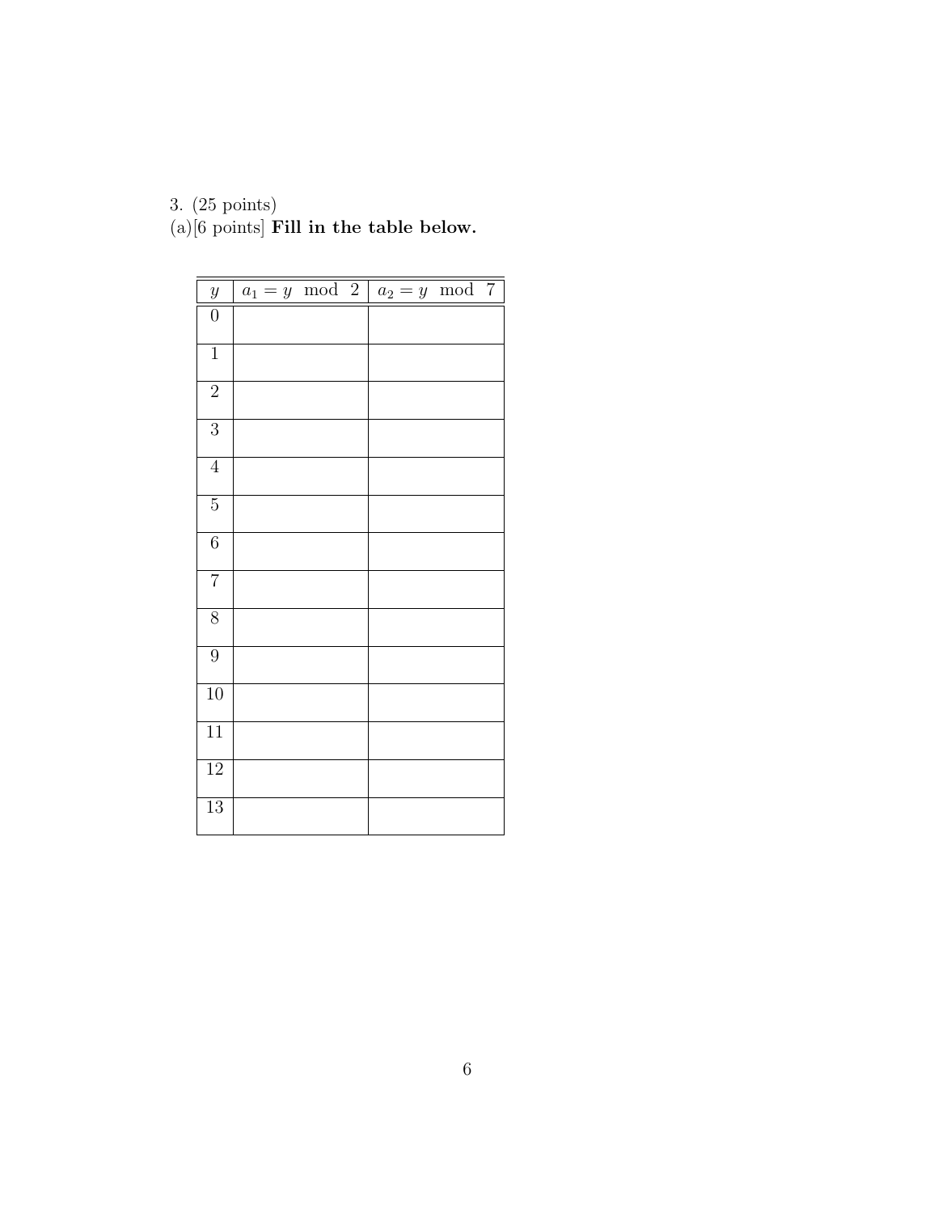3. (25 points)

(a)[6 points] **Fill in the table below.**

| $y$ | $a_1 = y \mod 2$ | $a_2 = y \mod 7$ |
|---|---|---|
| 0 | | |
| 1 | | |
| 2 | | |
| 3 | | |
| 4 | | |
| 5 | | |
| 6 | | |
| 7 | | |
| 8 | | |
| 9 | | |
| 10 | | |
| 11 | | |
| 12 | | |
| 13 | | |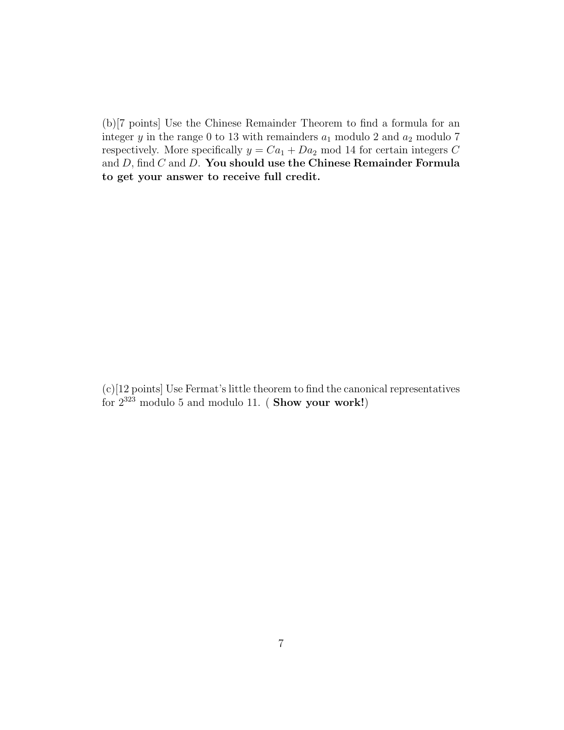(b)[7 points] Use the Chinese Remainder Theorem to find a formula for an integer $y$ in the range 0 to 13 with remainders $a_1$ modulo 2 and $a_2$ modulo 7 respectively. More specifically $y = Ca_1 + Da_2 \bmod 14$ for certain integers $C$ and $D$, find $C$ and $D$. **You should use the Chinese Remainder Formula to get your answer to receive full credit.**

(c)[12 points] Use Fermat's little theorem to find the canonical representatives for $2^{323}$ modulo 5 and modulo 11. ( **Show your work!**)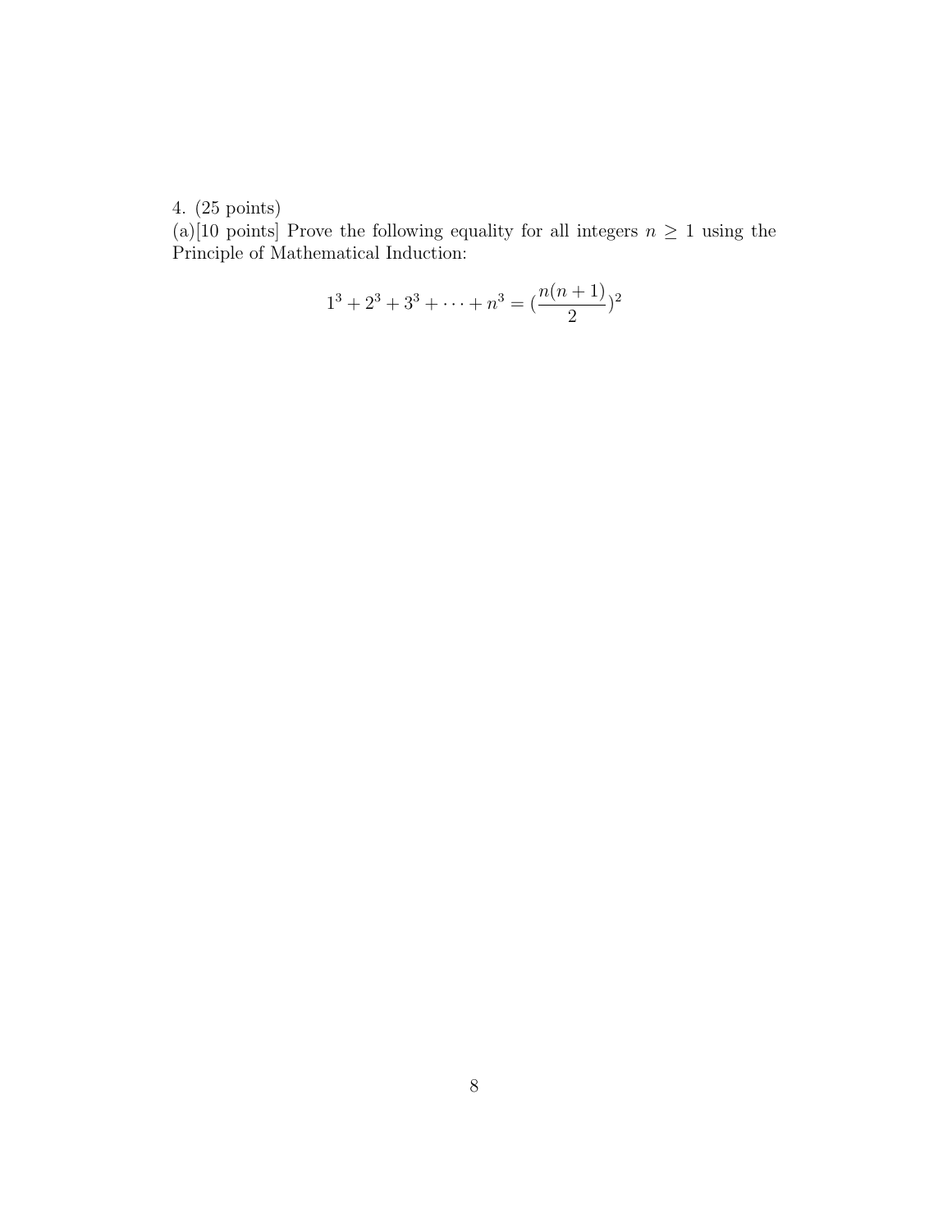4. (25 points)

(a)[10 points] Prove the following equality for all integers $n \geq 1$ using the Principle of Mathematical Induction:

$$1^3 + 2^3 + 3^3 + \cdots + n^3 = (\frac{n(n+1)}{2})^2$$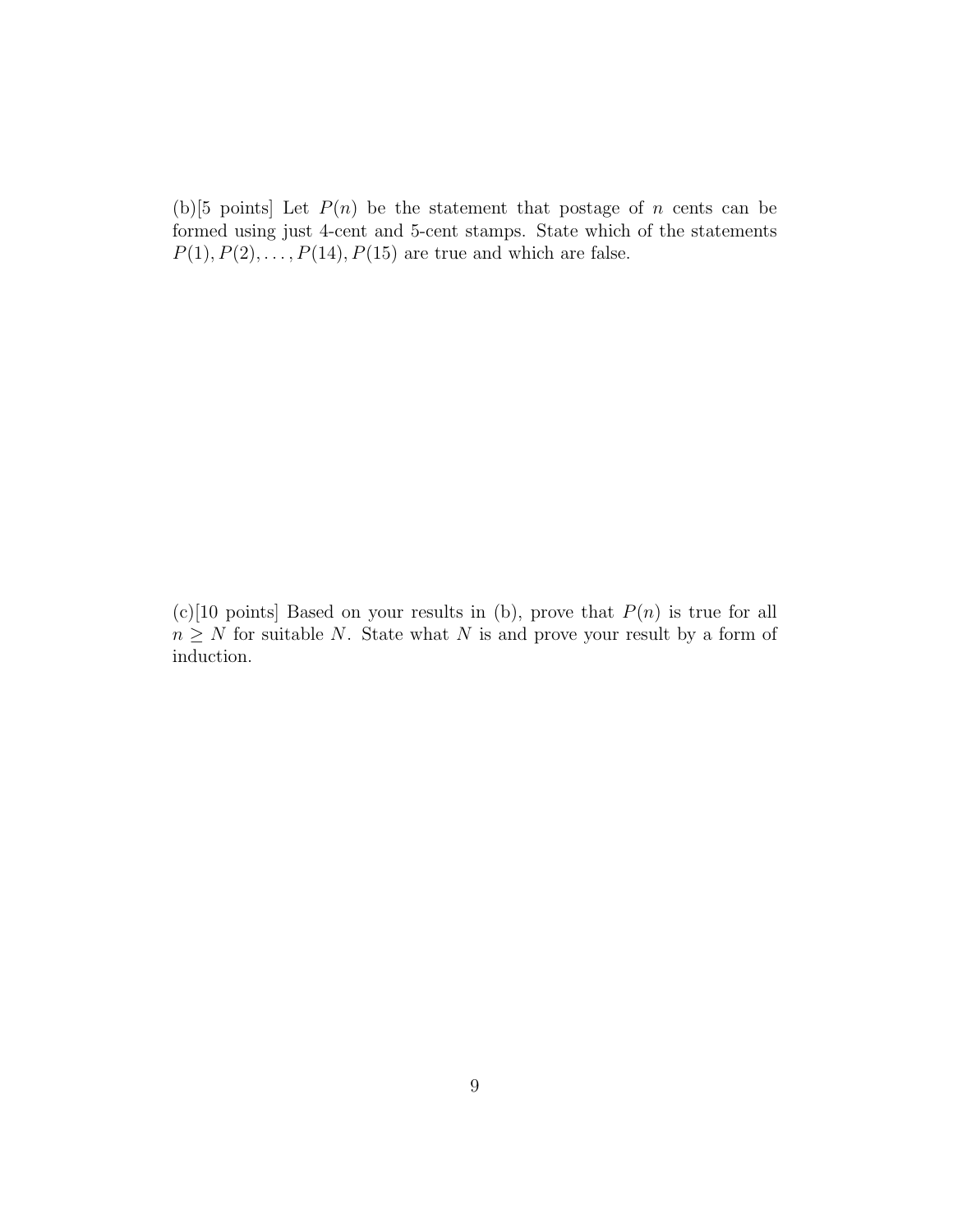(b)[5 points] Let $P(n)$ be the statement that postage of $n$ cents can be formed using just 4-cent and 5-cent stamps. State which of the statements $P(1), P(2), \ldots, P(14), P(15)$ are true and which are false.

(c)[10 points] Based on your results in (b), prove that $P(n)$ is true for all $n \geq N$ for suitable $N$. State what $N$ is and prove your result by a form of induction.